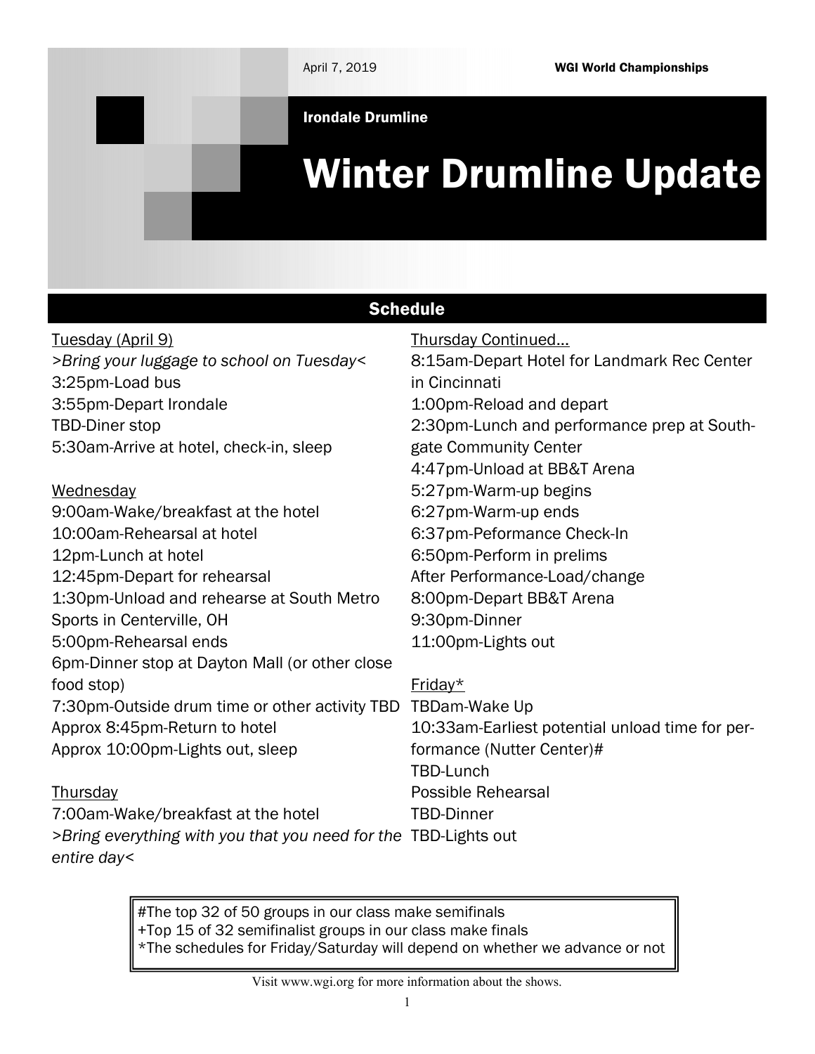April 7, 2019

**WGI World Championships**

**Irondale Drumline**

# Winter Drumline Update

## Schedule

Tuesday (April 9)
*>Bring your luggage to school on Tuesday<*
3:25pm-Load bus
3:55pm-Depart Irondale
TBD-Diner stop
5:30am-Arrive at hotel, check-in, sleep

Wednesday
9:00am-Wake/breakfast at the hotel
10:00am-Rehearsal at hotel
12pm-Lunch at hotel
12:45pm-Depart for rehearsal
1:30pm-Unload and rehearse at South Metro Sports in Centerville, OH
5:00pm-Rehearsal ends
6pm-Dinner stop at Dayton Mall (or other close food stop)
7:30pm-Outside drum time or other activity TBD
Approx 8:45pm-Return to hotel
Approx 10:00pm-Lights out, sleep

Thursday
7:00am-Wake/breakfast at the hotel
*>Bring everything with you that you need for the entire day<*

Thursday Continued…
8:15am-Depart Hotel for Landmark Rec Center in Cincinnati
1:00pm-Reload and depart
2:30pm-Lunch and performance prep at Southgate Community Center
4:47pm-Unload at BB&T Arena
5:27pm-Warm-up begins
6:27pm-Warm-up ends
6:37pm-Peformance Check-In
6:50pm-Perform in prelims
After Performance-Load/change
8:00pm-Depart BB&T Arena
9:30pm-Dinner
11:00pm-Lights out

Friday*
TBDam-Wake Up
10:33am-Earliest potential unload time for performance (Nutter Center)#
TBD-Lunch
Possible Rehearsal
TBD-Dinner
TBD-Lights out

#The top 32 of 50 groups in our class make semifinals
+Top 15 of 32 semifinalist groups in our class make finals
*The schedules for Friday/Saturday will depend on whether we advance or not

Visit www.wgi.org for more information about the shows.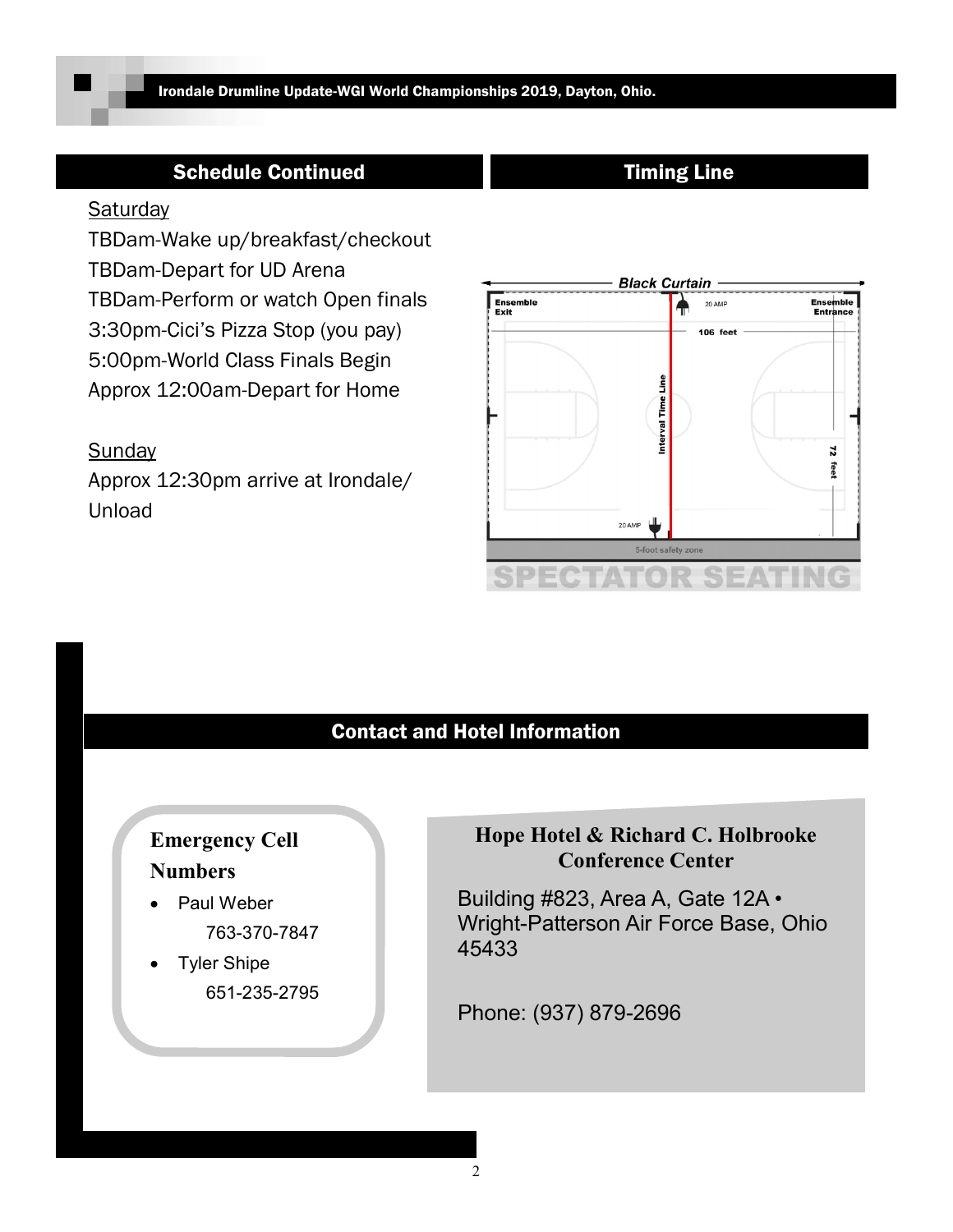## Schedule Continued

Saturday

TBDam-Wake up/breakfast/checkout
TBDam-Depart for UD Arena
TBDam-Perform or watch Open finals
3:30pm-Cici's Pizza Stop (you pay)
5:00pm-World Class Finals Begin
Approx 12:00am-Depart for Home

Sunday

Approx 12:30pm arrive at Irondale/ Unload

## Timing Line

## Contact and Hotel Information

### Emergency Cell Numbers

- Paul Weber
  763-370-7847
- Tyler Shipe
  651-235-2795

### Hope Hotel & Richard C. Holbrooke Conference Center

Building #823, Area A, Gate 12A • Wright-Patterson Air Force Base, Ohio 45433

Phone: (937) 879-2696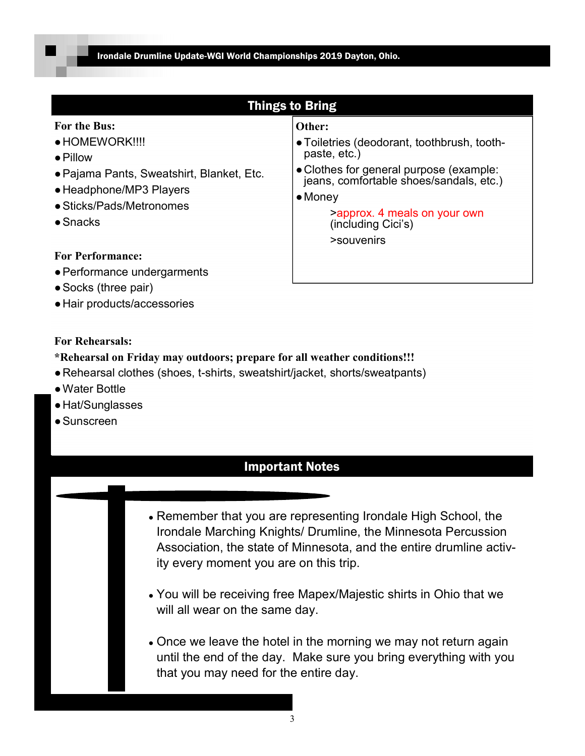## Things to Bring

**For the Bus:**

- HOMEWORK!!!!
- Pillow
- Pajama Pants, Sweatshirt, Blanket, Etc.
- Headphone/MP3 Players
- Sticks/Pads/Metronomes
- Snacks

**Other:**

- Toiletries (deodorant, toothbrush, tooth-paste, etc.)
- Clothes for general purpose (example: jeans, comfortable shoes/sandals, etc.)
- Money

  >approx. 4 meals on your own (including Cici's)

  >souvenirs

**For Performance:**

- Performance undergarments
- Socks (three pair)
- Hair products/accessories

**For Rehearsals:**

**\*Rehearsal on Friday may outdoors; prepare for all weather conditions!!!**

- Rehearsal clothes (shoes, t-shirts, sweatshirt/jacket, shorts/sweatpants)
- Water Bottle
- Hat/Sunglasses
- Sunscreen

## Important Notes

- Remember that you are representing Irondale High School, the Irondale Marching Knights/ Drumline, the Minnesota Percussion Association, the state of Minnesota, and the entire drumline activity every moment you are on this trip.
- You will be receiving free Mapex/Majestic shirts in Ohio that we will all wear on the same day.
- Once we leave the hotel in the morning we may not return again until the end of the day. Make sure you bring everything with you that you may need for the entire day.